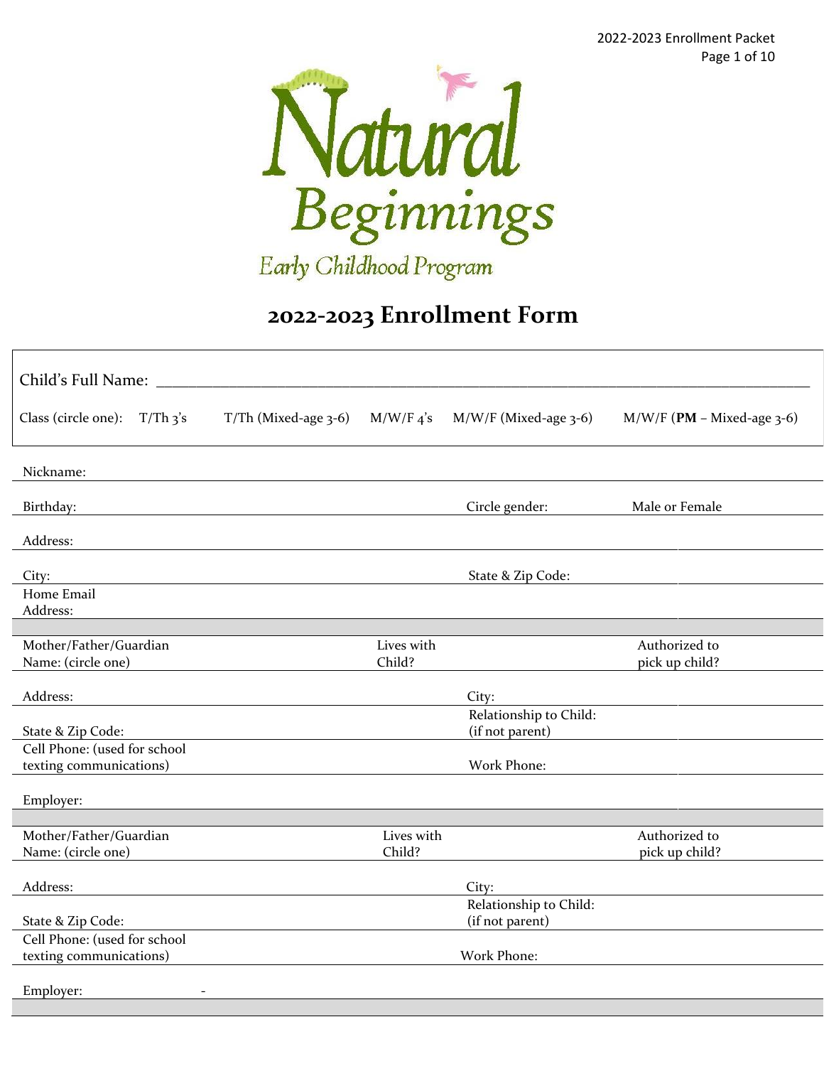Natural Beginnings

Early Childhood Program

# 2022-2023 Enrollment Form

Child's Full Name: ______________________________________________________________________

Class (circle one): T/Th 3's T/Th (Mixed-age 3-6) M/W/F 4's M/W/F (Mixed-age 3-6) M/W/F (**PM** – Mixed-age 3-6)

| | | | |
|---|---|---|---|
| Nickname: | | | |
| Birthday: | | Circle gender: | Male or Female |
| Address: | | | |
| City: | | State & Zip Code: | |
| Home Email Address: | | | |
| | | | |
| Mother/Father/Guardian Name: (circle one) | Lives with Child? | | Authorized to pick up child? |
| Address: | | City: | |
| State & Zip Code: | | Relationship to Child: (if not parent) | |
| Cell Phone: (used for school texting communications) | | Work Phone: | |
| Employer: | | | |
| | | | |
| Mother/Father/Guardian Name: (circle one) | Lives with Child? | | Authorized to pick up child? |
| Address: | | City: | |
| State & Zip Code: | | Relationship to Child: (if not parent) | |
| Cell Phone: (used for school texting communications) | | Work Phone: | |
| Employer: - | | | |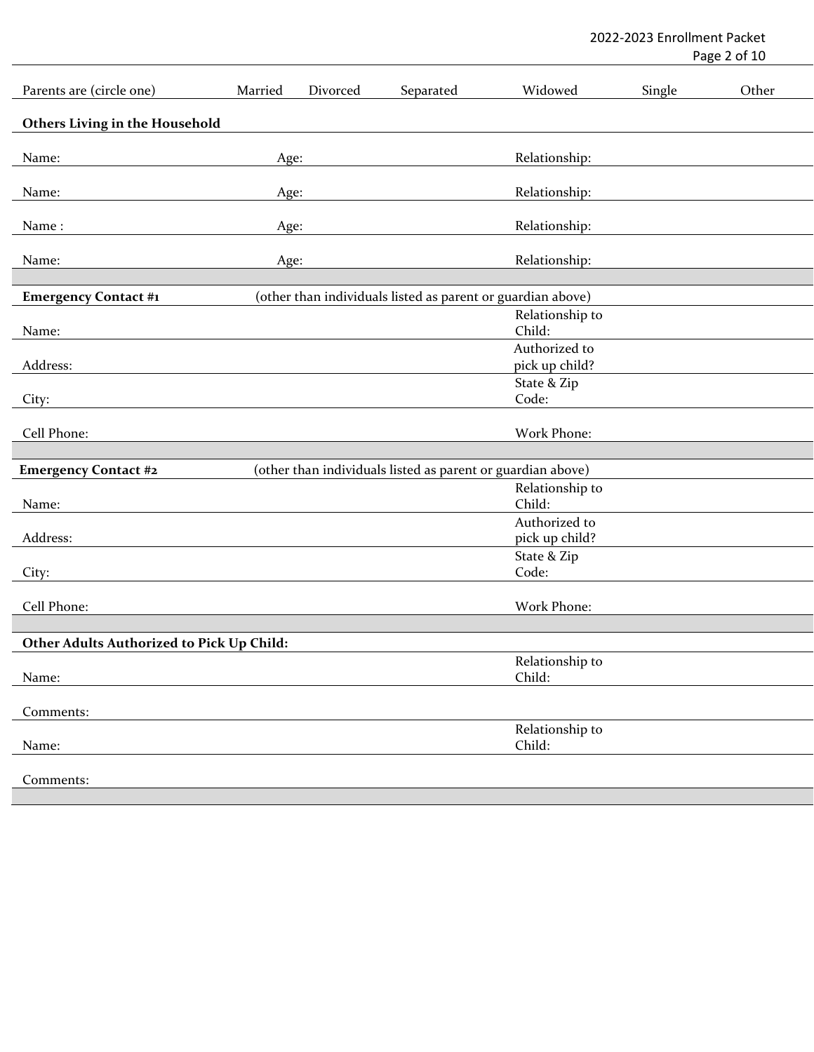| Parents are (circle one) | Married | Divorced | Separated | Widowed | Single | Other |
| --- | --- | --- | --- | --- | --- | --- |

**Others Living in the Household**

| Name: | Age: | Relationship: |
| --- | --- | --- |
| Name: | Age: | Relationship: |
| Name : | Age: | Relationship: |
| Name: | Age: | Relationship: |

**Emergency Contact #1** (other than individuals listed as parent or guardian above)

| | |
| --- | --- |
| Name: | Relationship to Child: |
| Address: | Authorized to pick up child? |
| City: | State & Zip Code: |
| Cell Phone: | Work Phone: |

**Emergency Contact #2** (other than individuals listed as parent or guardian above)

| | |
| --- | --- |
| Name: | Relationship to Child: |
| Address: | Authorized to pick up child? |
| City: | State & Zip Code: |
| Cell Phone: | Work Phone: |

**Other Adults Authorized to Pick Up Child:**

| | |
| --- | --- |
| Name: | Relationship to Child: |
| Comments: | |
| Name: | Relationship to Child: |
| Comments: | |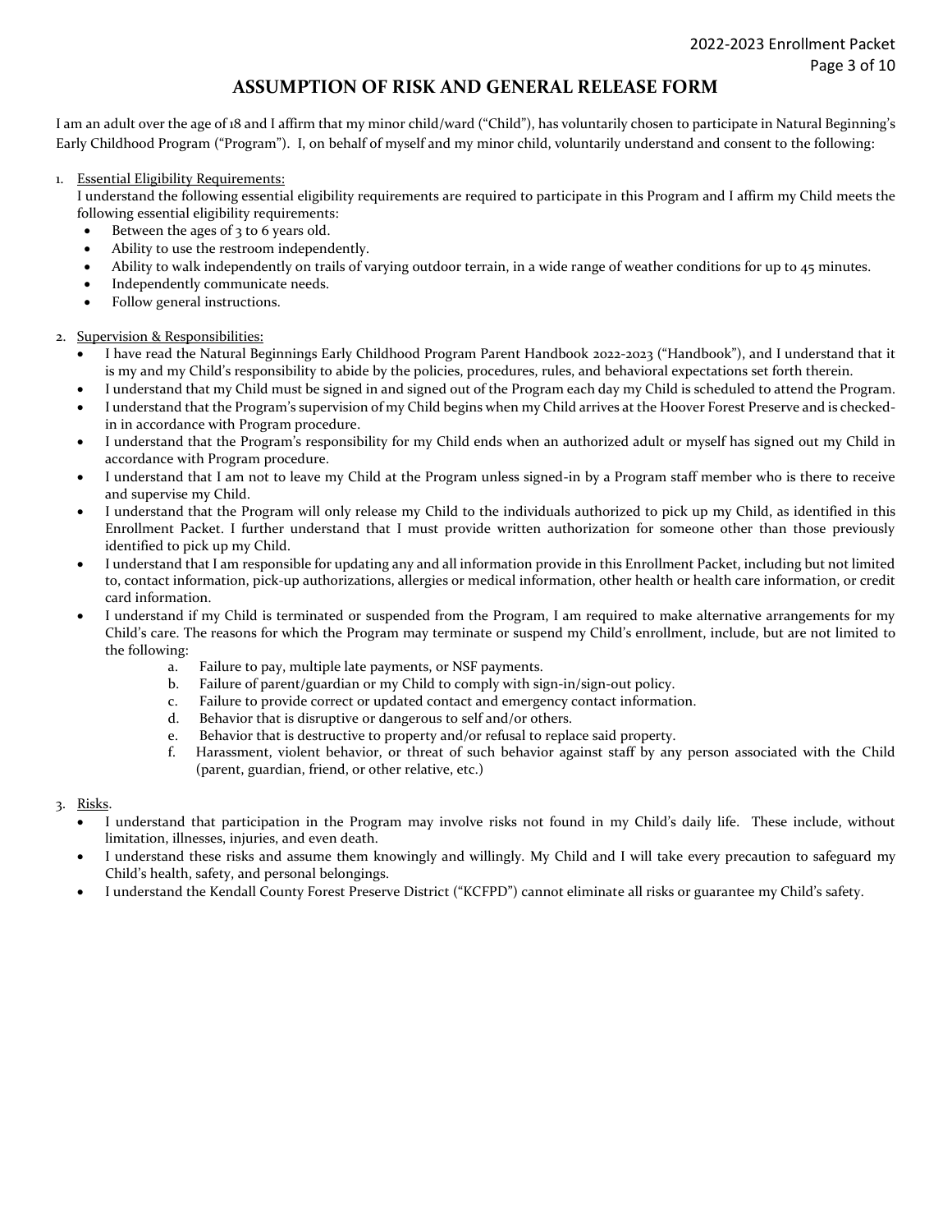# ASSUMPTION OF RISK AND GENERAL RELEASE FORM

I am an adult over the age of 18 and I affirm that my minor child/ward ("Child"), has voluntarily chosen to participate in Natural Beginning's Early Childhood Program ("Program"). I, on behalf of myself and my minor child, voluntarily understand and consent to the following:

1. <u>Essential Eligibility Requirements:</u>
   I understand the following essential eligibility requirements are required to participate in this Program and I affirm my Child meets the following essential eligibility requirements:
   - Between the ages of 3 to 6 years old.
   - Ability to use the restroom independently.
   - Ability to walk independently on trails of varying outdoor terrain, in a wide range of weather conditions for up to 45 minutes.
   - Independently communicate needs.
   - Follow general instructions.

2. <u>Supervision & Responsibilities:</u>
   - I have read the Natural Beginnings Early Childhood Program Parent Handbook 2022-2023 ("Handbook"), and I understand that it is my and my Child's responsibility to abide by the policies, procedures, rules, and behavioral expectations set forth therein.
   - I understand that my Child must be signed in and signed out of the Program each day my Child is scheduled to attend the Program.
   - I understand that the Program's supervision of my Child begins when my Child arrives at the Hoover Forest Preserve and is checked-in in accordance with Program procedure.
   - I understand that the Program's responsibility for my Child ends when an authorized adult or myself has signed out my Child in accordance with Program procedure.
   - I understand that I am not to leave my Child at the Program unless signed-in by a Program staff member who is there to receive and supervise my Child.
   - I understand that the Program will only release my Child to the individuals authorized to pick up my Child, as identified in this Enrollment Packet. I further understand that I must provide written authorization for someone other than those previously identified to pick up my Child.
   - I understand that I am responsible for updating any and all information provide in this Enrollment Packet, including but not limited to, contact information, pick-up authorizations, allergies or medical information, other health or health care information, or credit card information.
   - I understand if my Child is terminated or suspended from the Program, I am required to make alternative arrangements for my Child's care. The reasons for which the Program may terminate or suspend my Child's enrollment, include, but are not limited to the following:
     a. Failure to pay, multiple late payments, or NSF payments.
     b. Failure of parent/guardian or my Child to comply with sign-in/sign-out policy.
     c. Failure to provide correct or updated contact and emergency contact information.
     d. Behavior that is disruptive or dangerous to self and/or others.
     e. Behavior that is destructive to property and/or refusal to replace said property.
     f. Harassment, violent behavior, or threat of such behavior against staff by any person associated with the Child (parent, guardian, friend, or other relative, etc.)

3. <u>Risks</u>.
   - I understand that participation in the Program may involve risks not found in my Child's daily life. These include, without limitation, illnesses, injuries, and even death.
   - I understand these risks and assume them knowingly and willingly. My Child and I will take every precaution to safeguard my Child's health, safety, and personal belongings.
   - I understand the Kendall County Forest Preserve District ("KCFPD") cannot eliminate all risks or guarantee my Child's safety.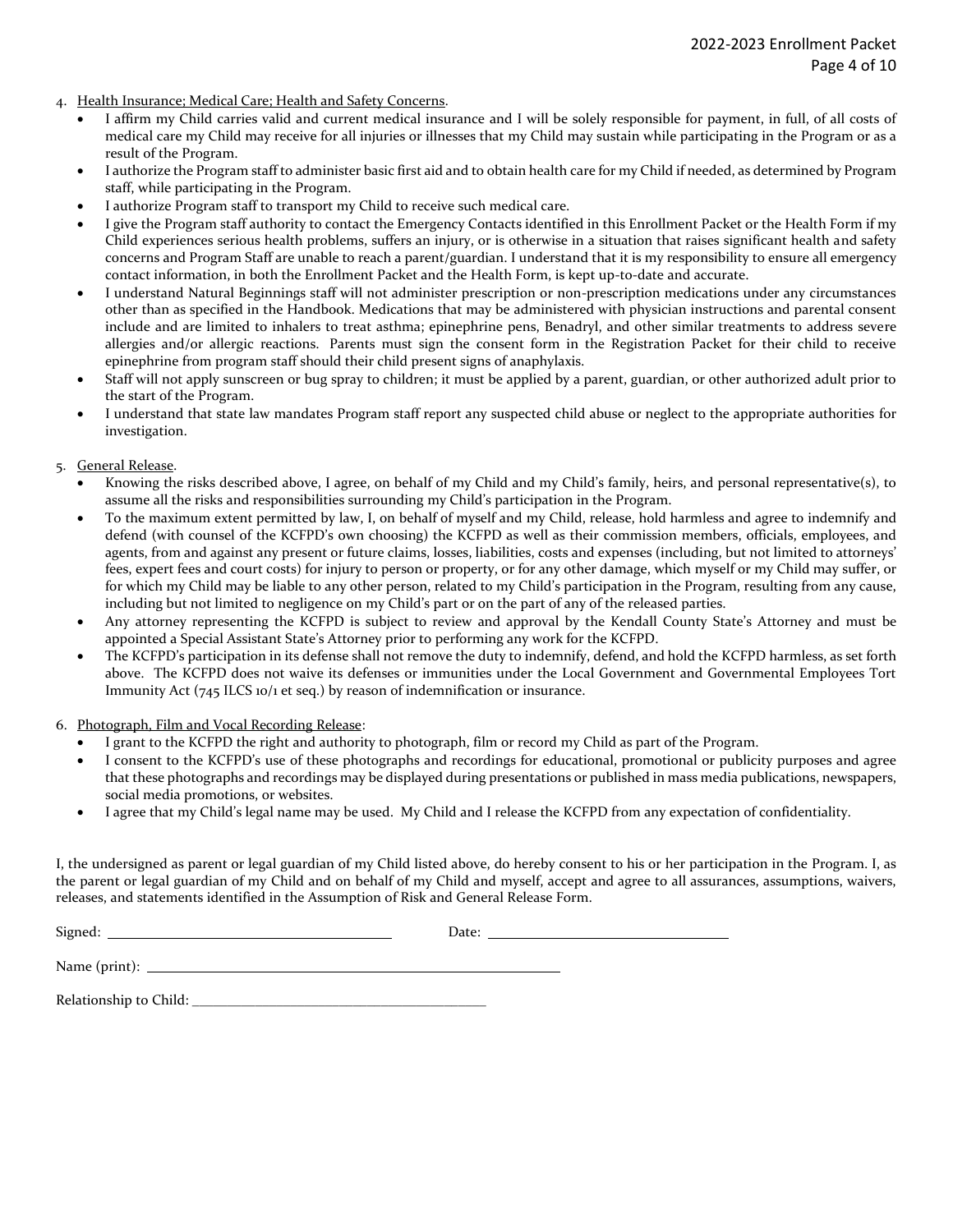4. <u>Health Insurance; Medical Care; Health and Safety Concerns</u>.
   - I affirm my Child carries valid and current medical insurance and I will be solely responsible for payment, in full, of all costs of medical care my Child may receive for all injuries or illnesses that my Child may sustain while participating in the Program or as a result of the Program.
   - I authorize the Program staff to administer basic first aid and to obtain health care for my Child if needed, as determined by Program staff, while participating in the Program.
   - I authorize Program staff to transport my Child to receive such medical care.
   - I give the Program staff authority to contact the Emergency Contacts identified in this Enrollment Packet or the Health Form if my Child experiences serious health problems, suffers an injury, or is otherwise in a situation that raises significant health and safety concerns and Program Staff are unable to reach a parent/guardian. I understand that it is my responsibility to ensure all emergency contact information, in both the Enrollment Packet and the Health Form, is kept up-to-date and accurate.
   - I understand Natural Beginnings staff will not administer prescription or non-prescription medications under any circumstances other than as specified in the Handbook. Medications that may be administered with physician instructions and parental consent include and are limited to inhalers to treat asthma; epinephrine pens, Benadryl, and other similar treatments to address severe allergies and/or allergic reactions. Parents must sign the consent form in the Registration Packet for their child to receive epinephrine from program staff should their child present signs of anaphylaxis.
   - Staff will not apply sunscreen or bug spray to children; it must be applied by a parent, guardian, or other authorized adult prior to the start of the Program.
   - I understand that state law mandates Program staff report any suspected child abuse or neglect to the appropriate authorities for investigation.

5. <u>General Release</u>.
   - Knowing the risks described above, I agree, on behalf of my Child and my Child's family, heirs, and personal representative(s), to assume all the risks and responsibilities surrounding my Child's participation in the Program.
   - To the maximum extent permitted by law, I, on behalf of myself and my Child, release, hold harmless and agree to indemnify and defend (with counsel of the KCFPD's own choosing) the KCFPD as well as their commission members, officials, employees, and agents, from and against any present or future claims, losses, liabilities, costs and expenses (including, but not limited to attorneys' fees, expert fees and court costs) for injury to person or property, or for any other damage, which myself or my Child may suffer, or for which my Child may be liable to any other person, related to my Child's participation in the Program, resulting from any cause, including but not limited to negligence on my Child's part or on the part of any of the released parties.
   - Any attorney representing the KCFPD is subject to review and approval by the Kendall County State's Attorney and must be appointed a Special Assistant State's Attorney prior to performing any work for the KCFPD.
   - The KCFPD's participation in its defense shall not remove the duty to indemnify, defend, and hold the KCFPD harmless, as set forth above. The KCFPD does not waive its defenses or immunities under the Local Government and Governmental Employees Tort Immunity Act (745 ILCS 10/1 et seq.) by reason of indemnification or insurance.

6. <u>Photograph, Film and Vocal Recording Release</u>:
   - I grant to the KCFPD the right and authority to photograph, film or record my Child as part of the Program.
   - I consent to the KCFPD's use of these photographs and recordings for educational, promotional or publicity purposes and agree that these photographs and recordings may be displayed during presentations or published in mass media publications, newspapers, social media promotions, or websites.
   - I agree that my Child's legal name may be used. My Child and I release the KCFPD from any expectation of confidentiality.

I, the undersigned as parent or legal guardian of my Child listed above, do hereby consent to his or her participation in the Program. I, as the parent or legal guardian of my Child and on behalf of my Child and myself, accept and agree to all assurances, assumptions, waivers, releases, and statements identified in the Assumption of Risk and General Release Form.

Signed: ______________________________ Date: ______________________________

Name (print): ______________________________________________

Relationship to Child: ________________________________________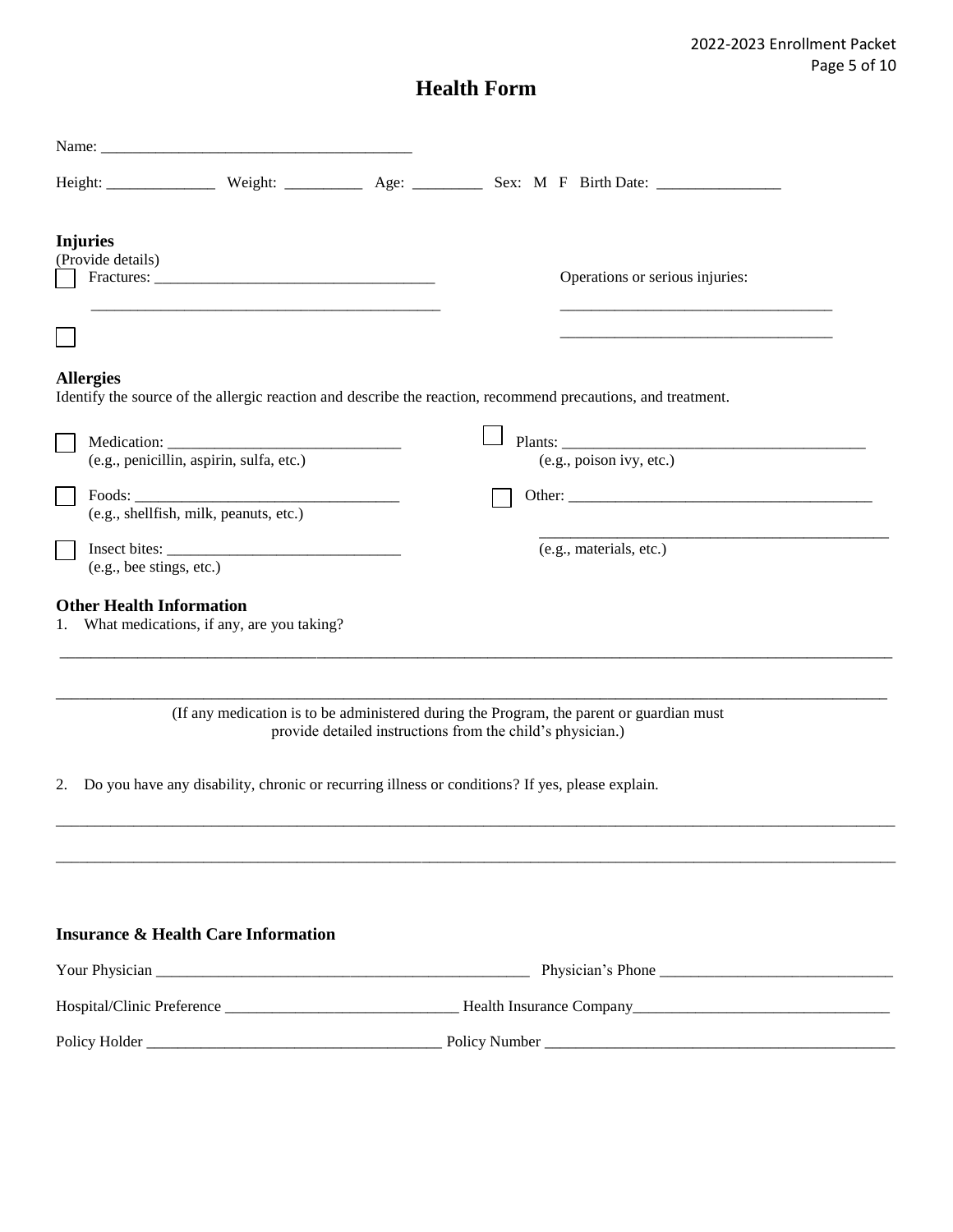# Health Form

Name: ________________________________________

Height: ______________ Weight: __________ Age: _________ Sex: M F Birth Date: ________________

## Injuries

(Provide details)

☐ Fractures: ___________________________________

_____________________________________________

☐

Operations or serious injuries:

___________________________________

___________________________________

## Allergies

Identify the source of the allergic reaction and describe the reaction, recommend precautions, and treatment.

☐ Medication: ______________________________
(e.g., penicillin, aspirin, sulfa, etc.)

☐ Foods: __________________________________
(e.g., shellfish, milk, peanuts, etc.)

☐ Insect bites: ______________________________
(e.g., bee stings, etc.)

☐ Plants: ________________________________________
(e.g., poison ivy, etc.)

☐ Other: _________________________________________

_____________________________________________
(e.g., materials, etc.)

## Other Health Information

1. What medications, if any, are you taking?

_____________________________________________________________________________________________

_____________________________________________________________________________________________

(If any medication is to be administered during the Program, the parent or guardian must provide detailed instructions from the child's physician.)

2. Do you have any disability, chronic or recurring illness or conditions? If yes, please explain.

_____________________________________________________________________________________________

_____________________________________________________________________________________________

## Insurance & Health Care Information

Your Physician __________________________________________________ Physician's Phone ______________________________

Hospital/Clinic Preference ______________________________ Health Insurance Company_________________________________

Policy Holder ______________________________________ Policy Number ______________________________________________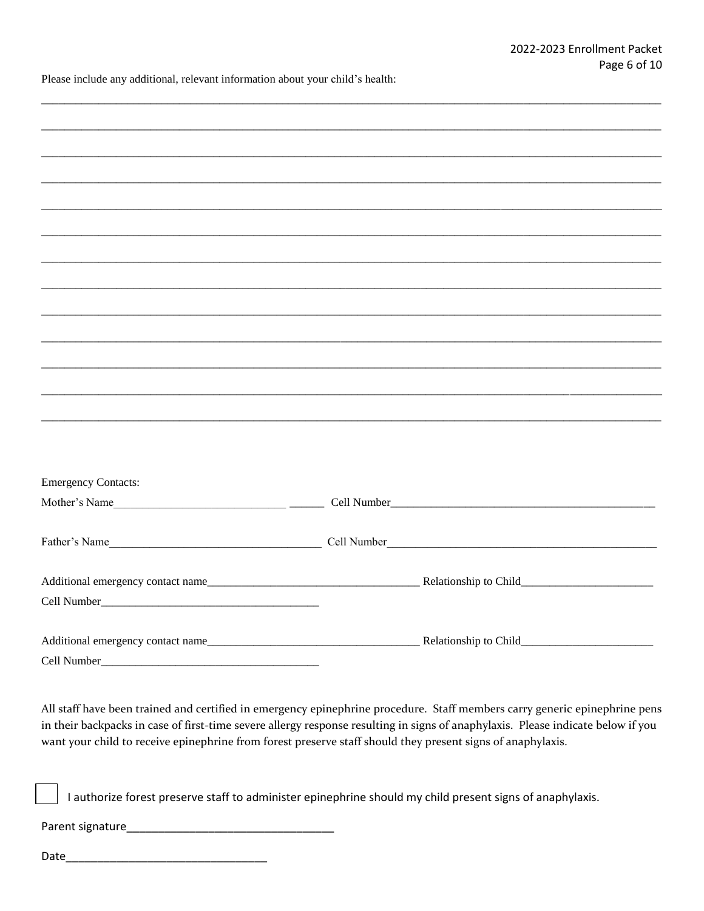Please include any additional, relevant information about your child's health:

\_\_\_\_\_\_\_\_\_\_\_\_\_\_\_\_\_\_\_\_\_\_\_\_\_\_\_\_\_\_\_\_\_\_\_\_\_\_\_\_\_\_\_\_\_\_\_\_\_\_\_\_\_\_\_\_\_\_\_\_\_\_\_\_\_\_\_\_\_\_\_\_\_\_\_\_\_\_

\_\_\_\_\_\_\_\_\_\_\_\_\_\_\_\_\_\_\_\_\_\_\_\_\_\_\_\_\_\_\_\_\_\_\_\_\_\_\_\_\_\_\_\_\_\_\_\_\_\_\_\_\_\_\_\_\_\_\_\_\_\_\_\_\_\_\_\_\_\_\_\_\_\_\_\_\_\_

\_\_\_\_\_\_\_\_\_\_\_\_\_\_\_\_\_\_\_\_\_\_\_\_\_\_\_\_\_\_\_\_\_\_\_\_\_\_\_\_\_\_\_\_\_\_\_\_\_\_\_\_\_\_\_\_\_\_\_\_\_\_\_\_\_\_\_\_\_\_\_\_\_\_\_\_\_\_

\_\_\_\_\_\_\_\_\_\_\_\_\_\_\_\_\_\_\_\_\_\_\_\_\_\_\_\_\_\_\_\_\_\_\_\_\_\_\_\_\_\_\_\_\_\_\_\_\_\_\_\_\_\_\_\_\_\_\_\_\_\_\_\_\_\_\_\_\_\_\_\_\_\_\_\_\_\_

\_\_\_\_\_\_\_\_\_\_\_\_\_\_\_\_\_\_\_\_\_\_\_\_\_\_\_\_\_\_\_\_\_\_\_\_\_\_\_\_\_\_\_\_\_\_\_\_\_\_\_\_\_\_\_\_\_\_\_\_\_\_\_\_\_\_\_\_\_\_\_\_\_\_\_\_\_\_

\_\_\_\_\_\_\_\_\_\_\_\_\_\_\_\_\_\_\_\_\_\_\_\_\_\_\_\_\_\_\_\_\_\_\_\_\_\_\_\_\_\_\_\_\_\_\_\_\_\_\_\_\_\_\_\_\_\_\_\_\_\_\_\_\_\_\_\_\_\_\_\_\_\_\_\_\_\_

\_\_\_\_\_\_\_\_\_\_\_\_\_\_\_\_\_\_\_\_\_\_\_\_\_\_\_\_\_\_\_\_\_\_\_\_\_\_\_\_\_\_\_\_\_\_\_\_\_\_\_\_\_\_\_\_\_\_\_\_\_\_\_\_\_\_\_\_\_\_\_\_\_\_\_\_\_\_

\_\_\_\_\_\_\_\_\_\_\_\_\_\_\_\_\_\_\_\_\_\_\_\_\_\_\_\_\_\_\_\_\_\_\_\_\_\_\_\_\_\_\_\_\_\_\_\_\_\_\_\_\_\_\_\_\_\_\_\_\_\_\_\_\_\_\_\_\_\_\_\_\_\_\_\_\_\_

\_\_\_\_\_\_\_\_\_\_\_\_\_\_\_\_\_\_\_\_\_\_\_\_\_\_\_\_\_\_\_\_\_\_\_\_\_\_\_\_\_\_\_\_\_\_\_\_\_\_\_\_\_\_\_\_\_\_\_\_\_\_\_\_\_\_\_\_\_\_\_\_\_\_\_\_\_\_

\_\_\_\_\_\_\_\_\_\_\_\_\_\_\_\_\_\_\_\_\_\_\_\_\_\_\_\_\_\_\_\_\_\_\_\_\_\_\_\_\_\_\_\_\_\_\_\_\_\_\_\_\_\_\_\_\_\_\_\_\_\_\_\_\_\_\_\_\_\_\_\_\_\_\_\_\_\_

\_\_\_\_\_\_\_\_\_\_\_\_\_\_\_\_\_\_\_\_\_\_\_\_\_\_\_\_\_\_\_\_\_\_\_\_\_\_\_\_\_\_\_\_\_\_\_\_\_\_\_\_\_\_\_\_\_\_\_\_\_\_\_\_\_\_\_\_\_\_\_\_\_\_\_\_\_\_

\_\_\_\_\_\_\_\_\_\_\_\_\_\_\_\_\_\_\_\_\_\_\_\_\_\_\_\_\_\_\_\_\_\_\_\_\_\_\_\_\_\_\_\_\_\_\_\_\_\_\_\_\_\_\_\_\_\_\_\_\_\_\_\_\_\_\_\_\_\_\_\_\_\_\_\_\_\_

\_\_\_\_\_\_\_\_\_\_\_\_\_\_\_\_\_\_\_\_\_\_\_\_\_\_\_\_\_\_\_\_\_\_\_\_\_\_\_\_\_\_\_\_\_\_\_\_\_\_\_\_\_\_\_\_\_\_\_\_\_\_\_\_\_\_\_\_\_\_\_\_\_\_\_\_\_\_

Emergency Contacts:

Mother's Name\_\_\_\_\_\_\_\_\_\_\_\_\_\_\_\_\_\_\_\_\_\_\_\_\_\_\_\_\_\_ \_\_\_\_\_\_ Cell Number\_\_\_\_\_\_\_\_\_\_\_\_\_\_\_\_\_\_\_\_\_\_\_\_\_\_\_\_\_\_\_\_\_\_\_\_\_\_\_\_\_\_\_\_

Father's Name\_\_\_\_\_\_\_\_\_\_\_\_\_\_\_\_\_\_\_\_\_\_\_\_\_\_\_\_\_\_\_\_\_\_\_\_\_ Cell Number\_\_\_\_\_\_\_\_\_\_\_\_\_\_\_\_\_\_\_\_\_\_\_\_\_\_\_\_\_\_\_\_\_\_\_\_\_\_\_\_\_\_\_\_\_\_

Additional emergency contact name\_\_\_\_\_\_\_\_\_\_\_\_\_\_\_\_\_\_\_\_\_\_\_\_\_\_\_\_\_\_\_\_\_\_\_\_\_ Relationship to Child\_\_\_\_\_\_\_\_\_\_\_\_\_\_\_\_\_\_\_\_\_\_\_

Cell Number\_\_\_\_\_\_\_\_\_\_\_\_\_\_\_\_\_\_\_\_\_\_\_\_\_\_\_\_\_\_\_\_\_\_\_\_\_\_

Additional emergency contact name\_\_\_\_\_\_\_\_\_\_\_\_\_\_\_\_\_\_\_\_\_\_\_\_\_\_\_\_\_\_\_\_\_\_\_\_\_ Relationship to Child\_\_\_\_\_\_\_\_\_\_\_\_\_\_\_\_\_\_\_\_\_\_\_

Cell Number\_\_\_\_\_\_\_\_\_\_\_\_\_\_\_\_\_\_\_\_\_\_\_\_\_\_\_\_\_\_\_\_\_\_\_\_\_\_

All staff have been trained and certified in emergency epinephrine procedure. Staff members carry generic epinephrine pens in their backpacks in case of first-time severe allergy response resulting in signs of anaphylaxis. Please indicate below if you want your child to receive epinephrine from forest preserve staff should they present signs of anaphylaxis.

☐ I authorize forest preserve staff to administer epinephrine should my child present signs of anaphylaxis.

Parent signature\_\_\_\_\_\_\_\_\_\_\_\_\_\_\_\_\_\_\_\_\_\_\_\_\_\_\_\_\_\_\_\_\_

Date\_\_\_\_\_\_\_\_\_\_\_\_\_\_\_\_\_\_\_\_\_\_\_\_\_\_\_\_\_\_\_\_\_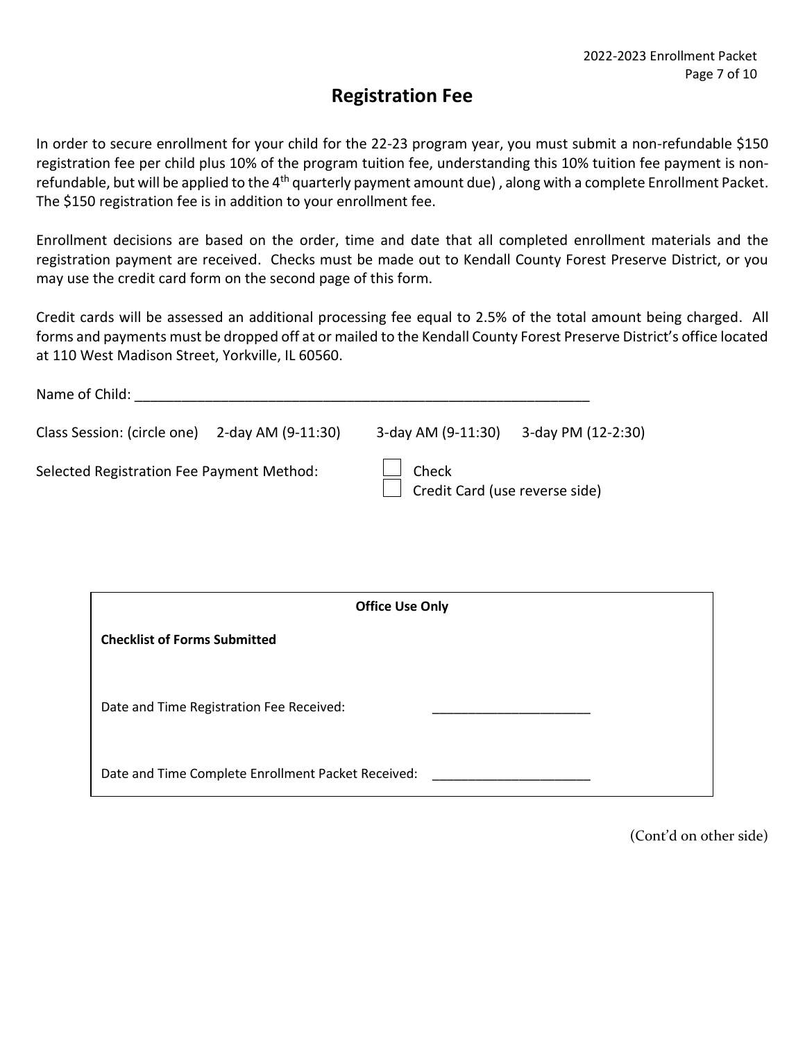# Registration Fee

In order to secure enrollment for your child for the 22-23 program year, you must submit a non-refundable $150 registration fee per child plus 10% of the program tuition fee, understanding this 10% tuition fee payment is non-refundable, but will be applied to the 4th quarterly payment amount due) , along with a complete Enrollment Packet. The $150 registration fee is in addition to your enrollment fee.

Enrollment decisions are based on the order, time and date that all completed enrollment materials and the registration payment are received. Checks must be made out to Kendall County Forest Preserve District, or you may use the credit card form on the second page of this form.

Credit cards will be assessed an additional processing fee equal to 2.5% of the total amount being charged. All forms and payments must be dropped off at or mailed to the Kendall County Forest Preserve District's office located at 110 West Madison Street, Yorkville, IL 60560.

Name of Child: ____________________________________________________________

Class Session: (circle one) 2-day AM (9-11:30) 3-day AM (9-11:30) 3-day PM (12-2:30)

Selected Registration Fee Payment Method:

- ☐ Check
- ☐ Credit Card (use reverse side)

**Office Use Only**

**Checklist of Forms Submitted**

Date and Time Registration Fee Received: ______________________

Date and Time Complete Enrollment Packet Received: ______________________

(Cont'd on other side)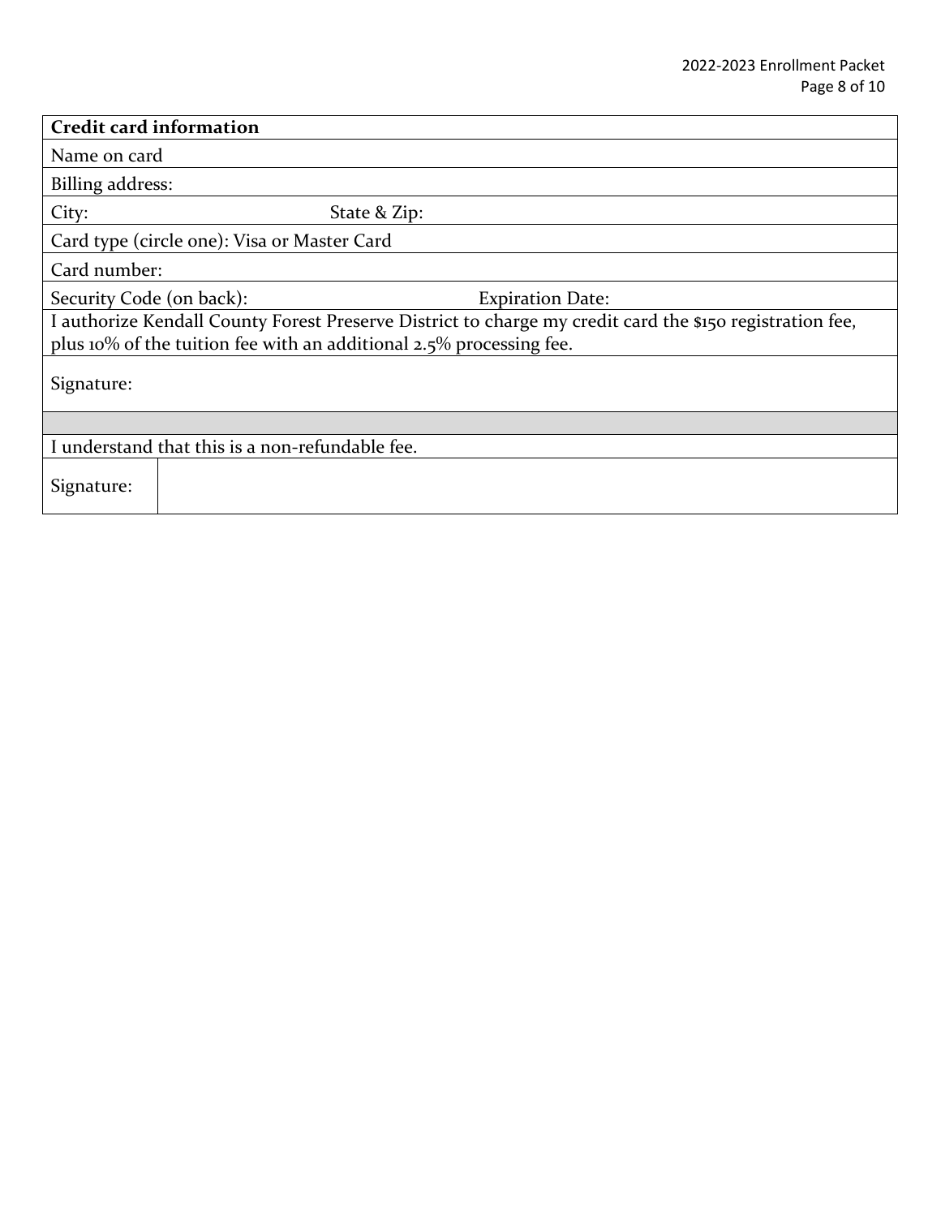| **Credit card information** | |
|---|---|
| Name on card | |
| Billing address: | |
| City: State & Zip: | |
| Card type (circle one): Visa or Master Card | |
| Card number: | |
| Security Code (on back): Expiration Date: | |
| I authorize Kendall County Forest Preserve District to charge my credit card the $150 registration fee, plus 10% of the tuition fee with an additional 2.5% processing fee. | |
| Signature: | |
| | |
| I understand that this is a non-refundable fee. | |
| Signature: | |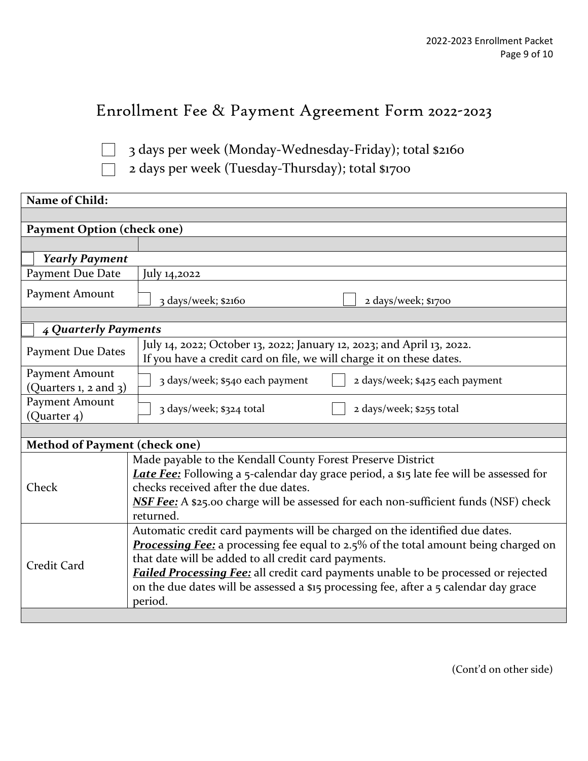# Enrollment Fee & Payment Agreement Form 2022-2023

☐ 3 days per week (Monday-Wednesday-Friday); total $2160

☐ 2 days per week (Tuesday-Thursday); total $1700

| **Name of Child:** | |
|---|---|
| | |
| **Payment Option (check one)** | |
| | |
| ☐ ***Yearly Payment*** | |
| Payment Due Date | July 14,2022 |
| Payment Amount | ☐ 3 days/week; $2160 ☐ 2 days/week; $1700 |
| | |
| ☐ ***4 Quarterly Payments*** | |
| Payment Due Dates | July 14, 2022; October 13, 2022; January 12, 2023; and April 13, 2022. If you have a credit card on file, we will charge it on these dates. |
| Payment Amount (Quarters 1, 2 and 3) | ☐ 3 days/week; $540 each payment ☐ 2 days/week; $425 each payment |
| Payment Amount (Quarter 4) | ☐ 3 days/week; $324 total ☐ 2 days/week; $255 total |
| | |
| **Method of Payment (check one)** | |
| Check | Made payable to the Kendall County Forest Preserve District<br>***Late Fee:*** Following a 5-calendar day grace period, a $15 late fee will be assessed for checks received after the due dates.<br>***NSF Fee:*** A $25.00 charge will be assessed for each non-sufficient funds (NSF) check returned. |
| Credit Card | Automatic credit card payments will be charged on the identified due dates.<br>***Processing Fee:*** a processing fee equal to 2.5% of the total amount being charged on that date will be added to all credit card payments.<br>***Failed Processing Fee:*** all credit card payments unable to be processed or rejected on the due dates will be assessed a $15 processing fee, after a 5 calendar day grace period. |
| | |

(Cont'd on other side)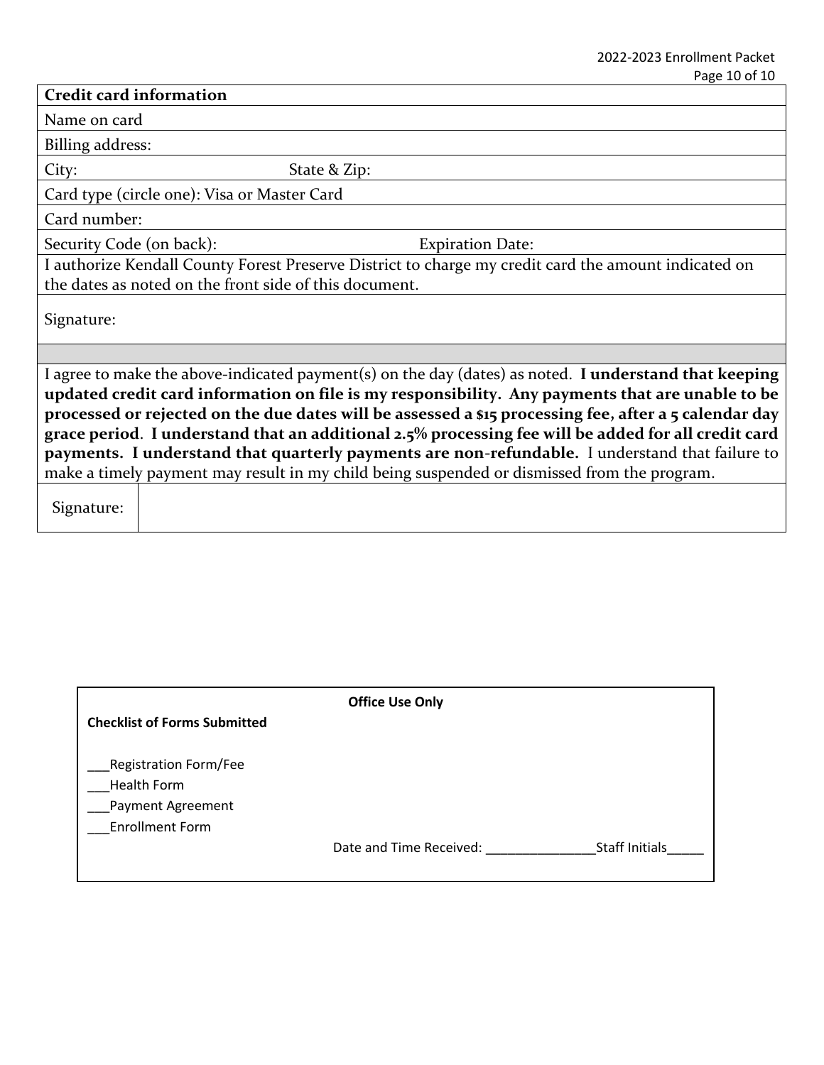| **Credit card information** | |
|---|---|
| Name on card | |
| Billing address: | |
| City: | State & Zip: |
| Card type (circle one): Visa or Master Card | |
| Card number: | |
| Security Code (on back): | Expiration Date: |
| I authorize Kendall County Forest Preserve District to charge my credit card the amount indicated on the dates as noted on the front side of this document. | |
| Signature: | |

I agree to make the above-indicated payment(s) on the day (dates) as noted. **I understand that keeping updated credit card information on file is my responsibility. Any payments that are unable to be processed or rejected on the due dates will be assessed a $15 processing fee, after a 5 calendar day grace period**. **I understand that an additional 2.5% processing fee will be added for all credit card payments. I understand that quarterly payments are non-refundable.** I understand that failure to make a timely payment may result in my child being suspended or dismissed from the program.

| | |
|---|---|
| Signature: | |

**Office Use Only**

**Checklist of Forms Submitted**

___Registration Form/Fee
___Health Form
___Payment Agreement
___Enrollment Form

Date and Time Received: _______________Staff Initials_____